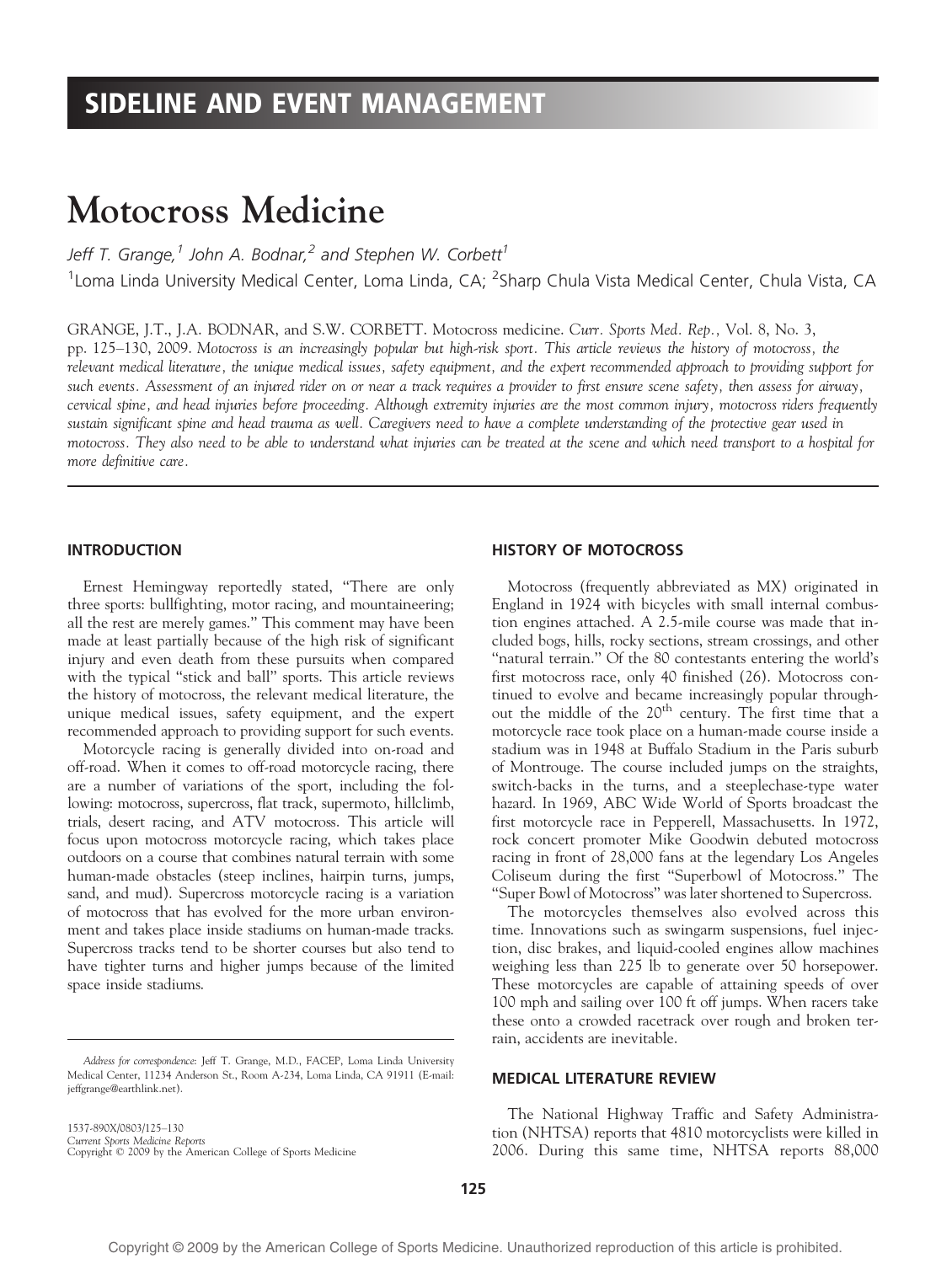## SIDELINE AND EVENT MANAGEMENT

# Motocross Medicine

*Jeff T. Grange,[1] John A. Bodnar,[2] and Stephen W. Corbett[1]*

[1]Loma Linda University Medical Center, Loma Linda, CA; [2]Sharp Chula Vista Medical Center, Chula Vista, CA

GRANGE, J.T., J.A. BODNAR, and S.W. CORBETT. Motocross medicine. *Curr. Sports Med. Rep.*, Vol. 8, No. 3, pp. 125–130, 2009. *Motocross is an increasingly popular but high-risk sport. This article reviews the history of motocross, the relevant medical literature, the unique medical issues, safety equipment, and the expert recommended approach to providing support for such events. Assessment of an injured rider on or near a track requires a provider to first ensure scene safety, then assess for airway, cervical spine, and head injuries before proceeding. Although extremity injuries are the most common injury, motocross riders frequently sustain significant spine and head trauma as well. Caregivers need to have a complete understanding of the protective gear used in motocross. They also need to be able to understand what injuries can be treated at the scene and which need transport to a hospital for more definitive care.*

### INTRODUCTION

Ernest Hemingway reportedly stated, "There are only three sports: bullfighting, motor racing, and mountaineering; all the rest are merely games." This comment may have been made at least partially because of the high risk of significant injury and even death from these pursuits when compared with the typical "stick and ball" sports. This article reviews the history of motocross, the relevant medical literature, the unique medical issues, safety equipment, and the expert recommended approach to providing support for such events.

Motorcycle racing is generally divided into on-road and off-road. When it comes to off-road motorcycle racing, there are a number of variations of the sport, including the following: motocross, supercross, flat track, supermoto, hillclimb, trials, desert racing, and ATV motocross. This article will focus upon motocross motorcycle racing, which takes place outdoors on a course that combines natural terrain with some human-made obstacles (steep inclines, hairpin turns, jumps, sand, and mud). Supercross motorcycle racing is a variation of motocross that has evolved for the more urban environment and takes place inside stadiums on human-made tracks. Supercross tracks tend to be shorter courses but also tend to have tighter turns and higher jumps because of the limited space inside stadiums.

*Address for correspondence:* Jeff T. Grange, M.D., FACEP, Loma Linda University Medical Center, 11234 Anderson St., Room A-234, Loma Linda, CA 91911 (E-mail: jeffgrange@earthlink.net).

1537-890X/0803/125–130
*Current Sports Medicine Reports*
Copyright © 2009 by the American College of Sports Medicine

### HISTORY OF MOTOCROSS

Motocross (frequently abbreviated as MX) originated in England in 1924 with bicycles with small internal combustion engines attached. A 2.5-mile course was made that included bogs, hills, rocky sections, stream crossings, and other "natural terrain." Of the 80 contestants entering the world's first motocross race, only 40 finished (26). Motocross continued to evolve and became increasingly popular throughout the middle of the 20th century. The first time that a motorcycle race took place on a human-made course inside a stadium was in 1948 at Buffalo Stadium in the Paris suburb of Montrouge. The course included jumps on the straights, switch-backs in the turns, and a steeplechase-type water hazard. In 1969, ABC Wide World of Sports broadcast the first motorcycle race in Pepperell, Massachusetts. In 1972, rock concert promoter Mike Goodwin debuted motocross racing in front of 28,000 fans at the legendary Los Angeles Coliseum during the first "Superbowl of Motocross." The "Super Bowl of Motocross" was later shortened to Supercross.

The motorcycles themselves also evolved across this time. Innovations such as swingarm suspensions, fuel injection, disc brakes, and liquid-cooled engines allow machines weighing less than 225 lb to generate over 50 horsepower. These motorcycles are capable of attaining speeds of over 100 mph and sailing over 100 ft off jumps. When racers take these onto a crowded racetrack over rough and broken terrain, accidents are inevitable.

### MEDICAL LITERATURE REVIEW

The National Highway Traffic and Safety Administration (NHTSA) reports that 4810 motorcyclists were killed in 2006. During this same time, NHTSA reports 88,000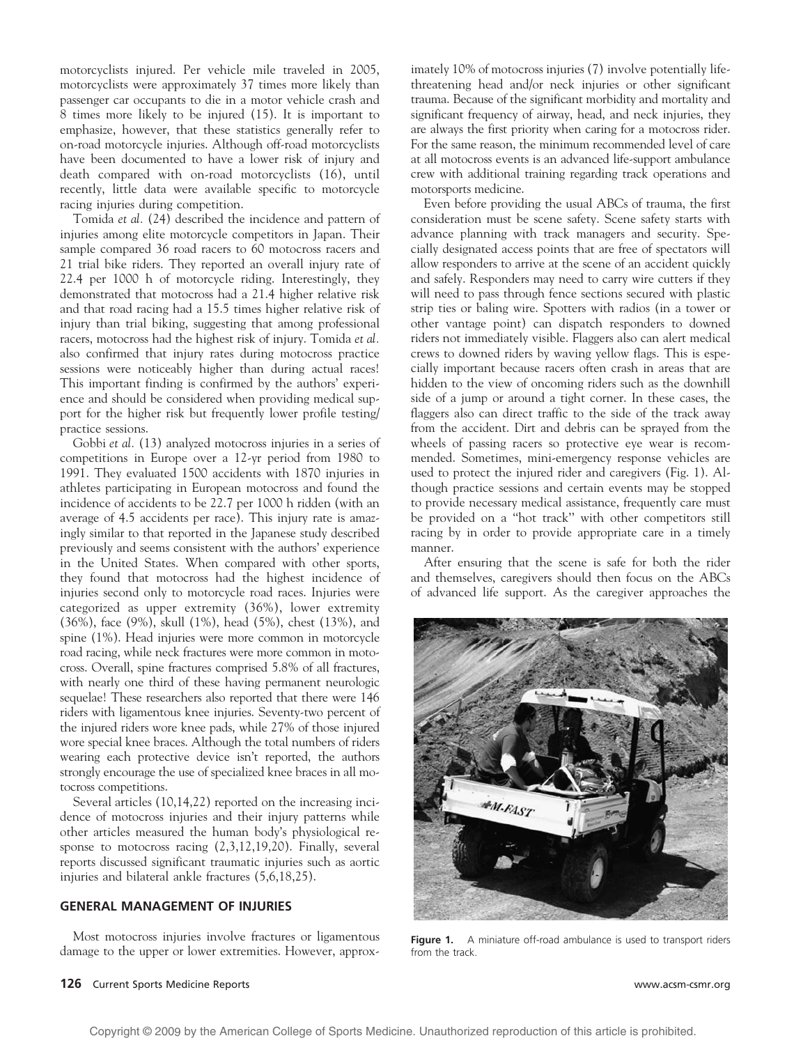motorcyclists injured. Per vehicle mile traveled in 2005, motorcyclists were approximately 37 times more likely than passenger car occupants to die in a motor vehicle crash and 8 times more likely to be injured (15). It is important to emphasize, however, that these statistics generally refer to on-road motorcycle injuries. Although off-road motorcyclists have been documented to have a lower risk of injury and death compared with on-road motorcyclists (16), until recently, little data were available specific to motorcycle racing injuries during competition.

Tomida *et al.* (24) described the incidence and pattern of injuries among elite motorcycle competitors in Japan. Their sample compared 36 road racers to 60 motocross racers and 21 trial bike riders. They reported an overall injury rate of 22.4 per 1000 h of motorcycle riding. Interestingly, they demonstrated that motocross had a 21.4 higher relative risk and that road racing had a 15.5 times higher relative risk of injury than trial biking, suggesting that among professional racers, motocross had the highest risk of injury. Tomida *et al.* also confirmed that injury rates during motocross practice sessions were noticeably higher than during actual races! This important finding is confirmed by the authors' experience and should be considered when providing medical support for the higher risk but frequently lower profile testing/practice sessions.

Gobbi *et al.* (13) analyzed motocross injuries in a series of competitions in Europe over a 12-yr period from 1980 to 1991. They evaluated 1500 accidents with 1870 injuries in athletes participating in European motocross and found the incidence of accidents to be 22.7 per 1000 h ridden (with an average of 4.5 accidents per race). This injury rate is amazingly similar to that reported in the Japanese study described previously and seems consistent with the authors' experience in the United States. When compared with other sports, they found that motocross had the highest incidence of injuries second only to motorcycle road races. Injuries were categorized as upper extremity (36%), lower extremity (36%), face (9%), skull (1%), head (5%), chest (13%), and spine (1%). Head injuries were more common in motorcycle road racing, while neck fractures were more common in motocross. Overall, spine fractures comprised 5.8% of all fractures, with nearly one third of these having permanent neurologic sequelae! These researchers also reported that there were 146 riders with ligamentous knee injuries. Seventy-two percent of the injured riders wore knee pads, while 27% of those injured wore special knee braces. Although the total numbers of riders wearing each protective device isn't reported, the authors strongly encourage the use of specialized knee braces in all motocross competitions.

Several articles (10,14,22) reported on the increasing incidence of motocross injuries and their injury patterns while other articles measured the human body's physiological response to motocross racing (2,3,12,19,20). Finally, several reports discussed significant traumatic injuries such as aortic injuries and bilateral ankle fractures (5,6,18,25).

## GENERAL MANAGEMENT OF INJURIES

Most motocross injuries involve fractures or ligamentous damage to the upper or lower extremities. However, approximately 10% of motocross injuries (7) involve potentially life-threatening head and/or neck injuries or other significant trauma. Because of the significant morbidity and mortality and significant frequency of airway, head, and neck injuries, they are always the first priority when caring for a motocross rider. For the same reason, the minimum recommended level of care at all motocross events is an advanced life-support ambulance crew with additional training regarding track operations and motorsports medicine.

Even before providing the usual ABCs of trauma, the first consideration must be scene safety. Scene safety starts with advance planning with track managers and security. Specially designated access points that are free of spectators will allow responders to arrive at the scene of an accident quickly and safely. Responders may need to carry wire cutters if they will need to pass through fence sections secured with plastic strip ties or baling wire. Spotters with radios (in a tower or other vantage point) can dispatch responders to downed riders not immediately visible. Flaggers also can alert medical crews to downed riders by waving yellow flags. This is especially important because racers often crash in areas that are hidden to the view of oncoming riders such as the downhill side of a jump or around a tight corner. In these cases, the flaggers also can direct traffic to the side of the track away from the accident. Dirt and debris can be sprayed from the wheels of passing racers so protective eye wear is recommended. Sometimes, mini-emergency response vehicles are used to protect the injured rider and caregivers (Fig. 1). Although practice sessions and certain events may be stopped to provide necessary medical assistance, frequently care must be provided on a "hot track" with other competitors still racing by in order to provide appropriate care in a timely manner.

After ensuring that the scene is safe for both the rider and themselves, caregivers should then focus on the ABCs of advanced life support. As the caregiver approaches the

**Figure 1.** A miniature off-road ambulance is used to transport riders from the track.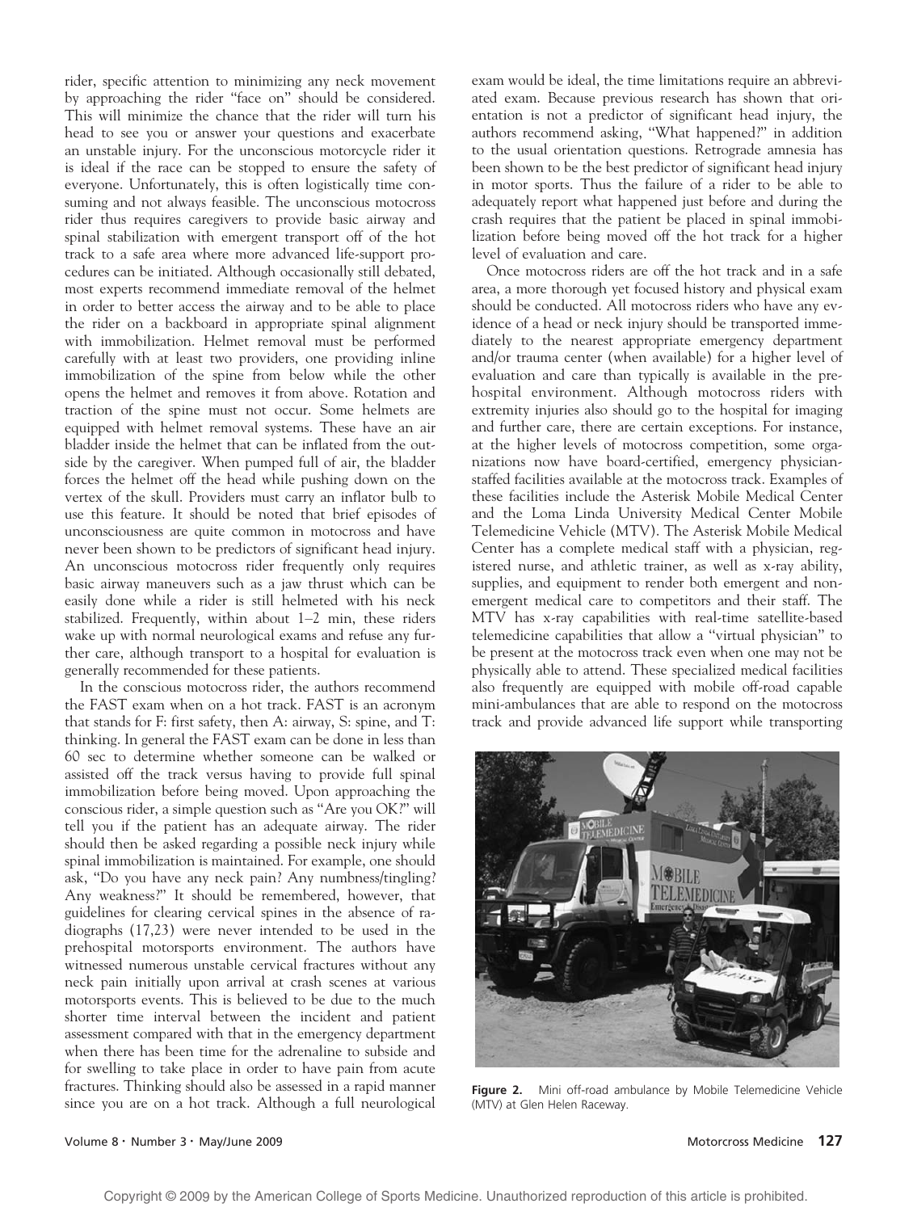rider, specific attention to minimizing any neck movement by approaching the rider "face on" should be considered. This will minimize the chance that the rider will turn his head to see you or answer your questions and exacerbate an unstable injury. For the unconscious motorcycle rider it is ideal if the race can be stopped to ensure the safety of everyone. Unfortunately, this is often logistically time consuming and not always feasible. The unconscious motocross rider thus requires caregivers to provide basic airway and spinal stabilization with emergent transport off of the hot track to a safe area where more advanced life-support procedures can be initiated. Although occasionally still debated, most experts recommend immediate removal of the helmet in order to better access the airway and to be able to place the rider on a backboard in appropriate spinal alignment with immobilization. Helmet removal must be performed carefully with at least two providers, one providing inline immobilization of the spine from below while the other opens the helmet and removes it from above. Rotation and traction of the spine must not occur. Some helmets are equipped with helmet removal systems. These have an air bladder inside the helmet that can be inflated from the outside by the caregiver. When pumped full of air, the bladder forces the helmet off the head while pushing down on the vertex of the skull. Providers must carry an inflator bulb to use this feature. It should be noted that brief episodes of unconsciousness are quite common in motocross and have never been shown to be predictors of significant head injury. An unconscious motocross rider frequently only requires basic airway maneuvers such as a jaw thrust which can be easily done while a rider is still helmeted with his neck stabilized. Frequently, within about 1–2 min, these riders wake up with normal neurological exams and refuse any further care, although transport to a hospital for evaluation is generally recommended for these patients.

In the conscious motocross rider, the authors recommend the FAST exam when on a hot track. FAST is an acronym that stands for F: first safety, then A: airway, S: spine, and T: thinking. In general the FAST exam can be done in less than 60 sec to determine whether someone can be walked or assisted off the track versus having to provide full spinal immobilization before being moved. Upon approaching the conscious rider, a simple question such as "Are you OK?" will tell you if the patient has an adequate airway. The rider should then be asked regarding a possible neck injury while spinal immobilization is maintained. For example, one should ask, "Do you have any neck pain? Any numbness/tingling? Any weakness?" It should be remembered, however, that guidelines for clearing cervical spines in the absence of radiographs (17,23) were never intended to be used in the prehospital motorsports environment. The authors have witnessed numerous unstable cervical fractures without any neck pain initially upon arrival at crash scenes at various motorsports events. This is believed to be due to the much shorter time interval between the incident and patient assessment compared with that in the emergency department when there has been time for the adrenaline to subside and for swelling to take place in order to have pain from acute fractures. Thinking should also be assessed in a rapid manner since you are on a hot track. Although a full neurological exam would be ideal, the time limitations require an abbreviated exam. Because previous research has shown that orientation is not a predictor of significant head injury, the authors recommend asking, "What happened?" in addition to the usual orientation questions. Retrograde amnesia has been shown to be the best predictor of significant head injury in motor sports. Thus the failure of a rider to be able to adequately report what happened just before and during the crash requires that the patient be placed in spinal immobilization before being moved off the hot track for a higher level of evaluation and care.

Once motocross riders are off the hot track and in a safe area, a more thorough yet focused history and physical exam should be conducted. All motocross riders who have any evidence of a head or neck injury should be transported immediately to the nearest appropriate emergency department and/or trauma center (when available) for a higher level of evaluation and care than typically is available in the prehospital environment. Although motocross riders with extremity injuries also should go to the hospital for imaging and further care, there are certain exceptions. For instance, at the higher levels of motocross competition, some organizations now have board-certified, emergency physician-staffed facilities available at the motocross track. Examples of these facilities include the Asterisk Mobile Medical Center and the Loma Linda University Medical Center Mobile Telemedicine Vehicle (MTV). The Asterisk Mobile Medical Center has a complete medical staff with a physician, registered nurse, and athletic trainer, as well as x-ray ability, supplies, and equipment to render both emergent and nonemergent medical care to competitors and their staff. The MTV has x-ray capabilities with real-time satellite-based telemedicine capabilities that allow a "virtual physician" to be present at the motocross track even when one may not be physically able to attend. These specialized medical facilities also frequently are equipped with mobile off-road capable mini-ambulances that are able to respond on the motocross track and provide advanced life support while transporting

**Figure 2.** Mini off-road ambulance by Mobile Telemedicine Vehicle (MTV) at Glen Helen Raceway.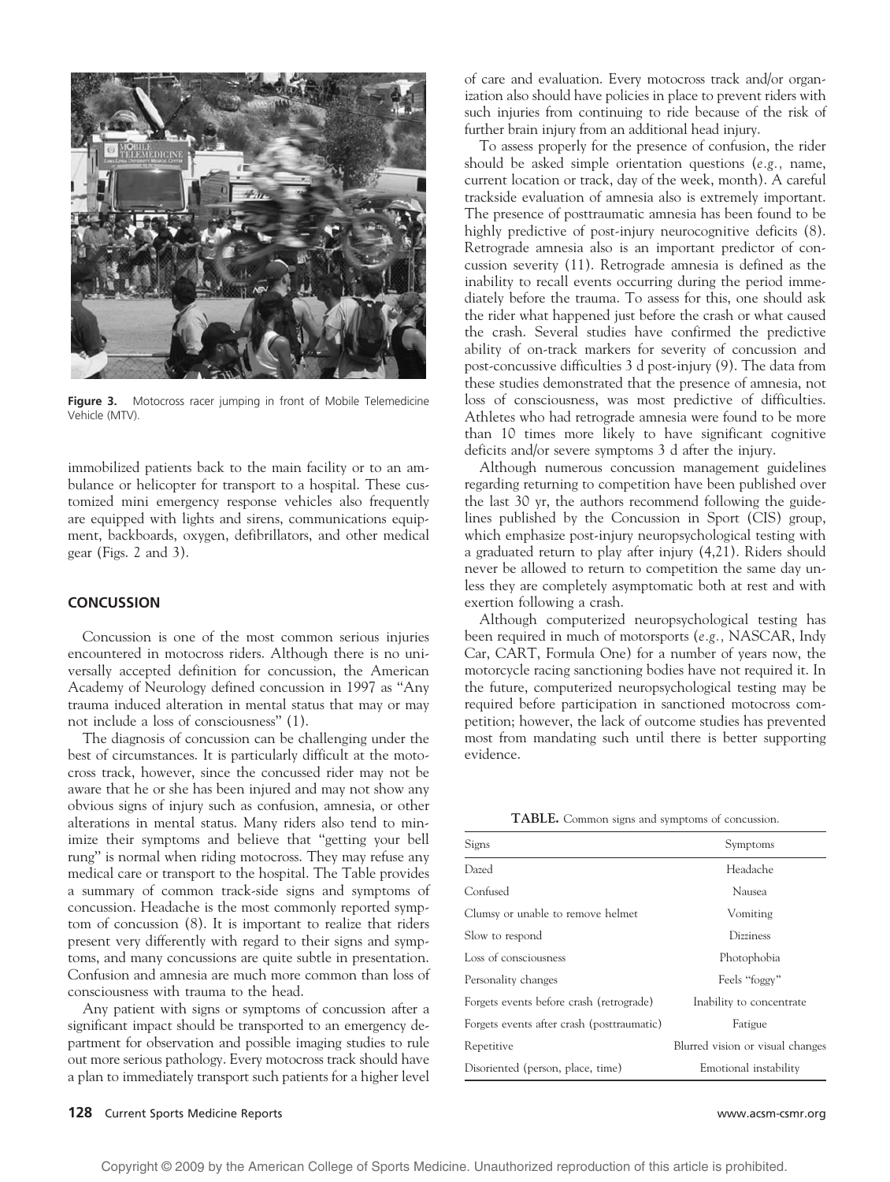Figure 3. Motocross racer jumping in front of Mobile Telemedicine Vehicle (MTV).

immobilized patients back to the main facility or to an ambulance or helicopter for transport to a hospital. These customized mini emergency response vehicles also frequently are equipped with lights and sirens, communications equipment, backboards, oxygen, defibrillators, and other medical gear (Figs. 2 and 3).

## CONCUSSION

Concussion is one of the most common serious injuries encountered in motocross riders. Although there is no universally accepted definition for concussion, the American Academy of Neurology defined concussion in 1997 as "Any trauma induced alteration in mental status that may or may not include a loss of consciousness" (1).

The diagnosis of concussion can be challenging under the best of circumstances. It is particularly difficult at the motocross track, however, since the concussed rider may not be aware that he or she has been injured and may not show any obvious signs of injury such as confusion, amnesia, or other alterations in mental status. Many riders also tend to minimize their symptoms and believe that "getting your bell rung" is normal when riding motocross. They may refuse any medical care or transport to the hospital. The Table provides a summary of common track-side signs and symptoms of concussion. Headache is the most commonly reported symptom of concussion (8). It is important to realize that riders present very differently with regard to their signs and symptoms, and many concussions are quite subtle in presentation. Confusion and amnesia are much more common than loss of consciousness with trauma to the head.

Any patient with signs or symptoms of concussion after a significant impact should be transported to an emergency department for observation and possible imaging studies to rule out more serious pathology. Every motocross track should have a plan to immediately transport such patients for a higher level of care and evaluation. Every motocross track and/or organization also should have policies in place to prevent riders with such injuries from continuing to ride because of the risk of further brain injury from an additional head injury.

To assess properly for the presence of confusion, the rider should be asked simple orientation questions (*e.g.,* name, current location or track, day of the week, month). A careful trackside evaluation of amnesia also is extremely important. The presence of posttraumatic amnesia has been found to be highly predictive of post-injury neurocognitive deficits (8). Retrograde amnesia also is an important predictor of concussion severity (11). Retrograde amnesia is defined as the inability to recall events occurring during the period immediately before the trauma. To assess for this, one should ask the rider what happened just before the crash or what caused the crash. Several studies have confirmed the predictive ability of on-track markers for severity of concussion and post-concussive difficulties 3 d post-injury (9). The data from these studies demonstrated that the presence of amnesia, not loss of consciousness, was most predictive of difficulties. Athletes who had retrograde amnesia were found to be more than 10 times more likely to have significant cognitive deficits and/or severe symptoms 3 d after the injury.

Although numerous concussion management guidelines regarding returning to competition have been published over the last 30 yr, the authors recommend following the guidelines published by the Concussion in Sport (CIS) group, which emphasize post-injury neuropsychological testing with a graduated return to play after injury (4,21). Riders should never be allowed to return to competition the same day unless they are completely asymptomatic both at rest and with exertion following a crash.

Although computerized neuropsychological testing has been required in much of motorsports (*e.g.,* NASCAR, Indy Car, CART, Formula One) for a number of years now, the motorcycle racing sanctioning bodies have not required it. In the future, computerized neuropsychological testing may be required before participation in sanctioned motocross competition; however, the lack of outcome studies has prevented most from mandating such until there is better supporting evidence.

**TABLE.** Common signs and symptoms of concussion.

| Signs | Symptoms |
|---|---|
| Dazed | Headache |
| Confused | Nausea |
| Clumsy or unable to remove helmet | Vomiting |
| Slow to respond | Dizziness |
| Loss of consciousness | Photophobia |
| Personality changes | Feels "foggy" |
| Forgets events before crash (retrograde) | Inability to concentrate |
| Forgets events after crash (posttraumatic) | Fatigue |
| Repetitive | Blurred vision or visual changes |
| Disoriented (person, place, time) | Emotional instability |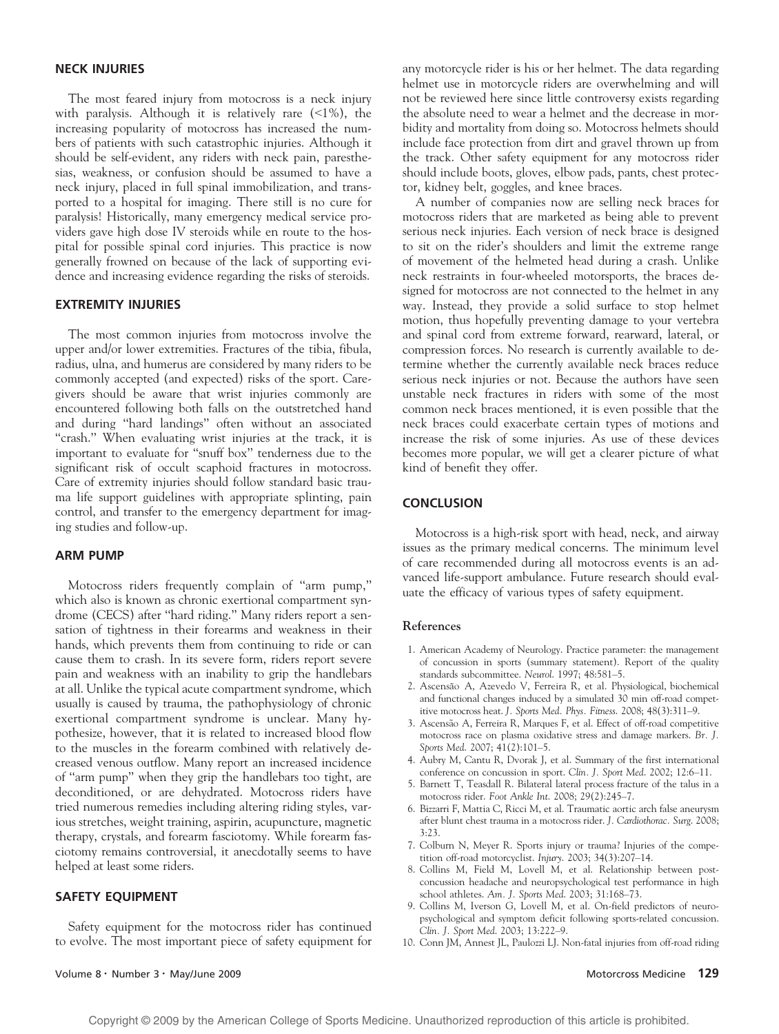## NECK INJURIES

The most feared injury from motocross is a neck injury with paralysis. Although it is relatively rare (<1%), the increasing popularity of motocross has increased the numbers of patients with such catastrophic injuries. Although it should be self-evident, any riders with neck pain, paresthesias, weakness, or confusion should be assumed to have a neck injury, placed in full spinal immobilization, and transported to a hospital for imaging. There still is no cure for paralysis! Historically, many emergency medical service providers gave high dose IV steroids while en route to the hospital for possible spinal cord injuries. This practice is now generally frowned on because of the lack of supporting evidence and increasing evidence regarding the risks of steroids.

## EXTREMITY INJURIES

The most common injuries from motocross involve the upper and/or lower extremities. Fractures of the tibia, fibula, radius, ulna, and humerus are considered by many riders to be commonly accepted (and expected) risks of the sport. Caregivers should be aware that wrist injuries commonly are encountered following both falls on the outstretched hand and during "hard landings" often without an associated "crash." When evaluating wrist injuries at the track, it is important to evaluate for "snuff box" tenderness due to the significant risk of occult scaphoid fractures in motocross. Care of extremity injuries should follow standard basic trauma life support guidelines with appropriate splinting, pain control, and transfer to the emergency department for imaging studies and follow-up.

## ARM PUMP

Motocross riders frequently complain of "arm pump," which also is known as chronic exertional compartment syndrome (CECS) after "hard riding." Many riders report a sensation of tightness in their forearms and weakness in their hands, which prevents them from continuing to ride or can cause them to crash. In its severe form, riders report severe pain and weakness with an inability to grip the handlebars at all. Unlike the typical acute compartment syndrome, which usually is caused by trauma, the pathophysiology of chronic exertional compartment syndrome is unclear. Many hypothesize, however, that it is related to increased blood flow to the muscles in the forearm combined with relatively decreased venous outflow. Many report an increased incidence of "arm pump" when they grip the handlebars too tight, are deconditioned, or are dehydrated. Motocross riders have tried numerous remedies including altering riding styles, various stretches, weight training, aspirin, acupuncture, magnetic therapy, crystals, and forearm fasciotomy. While forearm fasciotomy remains controversial, it anecdotally seems to have helped at least some riders.

## SAFETY EQUIPMENT

Safety equipment for the motocross rider has continued to evolve. The most important piece of safety equipment for any motorcycle rider is his or her helmet. The data regarding helmet use in motorcycle riders are overwhelming and will not be reviewed here since little controversy exists regarding the absolute need to wear a helmet and the decrease in morbidity and mortality from doing so. Motocross helmets should include face protection from dirt and gravel thrown up from the track. Other safety equipment for any motocross rider should include boots, gloves, elbow pads, pants, chest protector, kidney belt, goggles, and knee braces.

A number of companies now are selling neck braces for motocross riders that are marketed as being able to prevent serious neck injuries. Each version of neck brace is designed to sit on the rider's shoulders and limit the extreme range of movement of the helmeted head during a crash. Unlike neck restraints in four-wheeled motorsports, the braces designed for motocross are not connected to the helmet in any way. Instead, they provide a solid surface to stop helmet motion, thus hopefully preventing damage to your vertebra and spinal cord from extreme forward, rearward, lateral, or compression forces. No research is currently available to determine whether the currently available neck braces reduce serious neck injuries or not. Because the authors have seen unstable neck fractures in riders with some of the most common neck braces mentioned, it is even possible that the neck braces could exacerbate certain types of motions and increase the risk of some injuries. As use of these devices becomes more popular, we will get a clearer picture of what kind of benefit they offer.

## CONCLUSION

Motocross is a high-risk sport with head, neck, and airway issues as the primary medical concerns. The minimum level of care recommended during all motocross events is an advanced life-support ambulance. Future research should evaluate the efficacy of various types of safety equipment.

### References

1. American Academy of Neurology. Practice parameter: the management of concussion in sports (summary statement). Report of the quality standards subcommittee. *Neurol.* 1997; 48:581–5.
2. Ascensão A, Azevedo V, Ferreira R, et al. Physiological, biochemical and functional changes induced by a simulated 30 min off-road competitive motocross heat. *J. Sports Med. Phys. Fitness.* 2008; 48(3):311–9.
3. Ascensão A, Ferreira R, Marques F, et al. Effect of off-road competitive motocross race on plasma oxidative stress and damage markers. *Br. J. Sports Med.* 2007; 41(2):101–5.
4. Aubry M, Cantu R, Dvorak J, et al. Summary of the first international conference on concussion in sport. *Clin. J. Sport Med.* 2002; 12:6–11.
5. Barnett T, Teasdall R. Bilateral lateral process fracture of the talus in a motocross rider. *Foot Ankle Int.* 2008; 29(2):245–7.
6. Bizzarri F, Mattia C, Ricci M, et al. Traumatic aortic arch false aneurysm after blunt chest trauma in a motocross rider. *J. Cardiothorac. Surg.* 2008; 3:23.
7. Colburn N, Meyer R. Sports injury or trauma? Injuries of the competition off-road motorcyclist. *Injury.* 2003; 34(3):207–14.
8. Collins M, Field M, Lovell M, et al. Relationship between postconcussion headache and neuropsychological test performance in high school athletes. *Am. J. Sports Med.* 2003; 31:168–73.
9. Collins M, Iverson G, Lovell M, et al. On-field predictors of neuropsychological and symptom deficit following sports-related concussion. *Clin. J. Sport Med.* 2003; 13:222–9.
10. Conn JM, Annest JL, Paulozzi LJ. Non-fatal injuries from off-road riding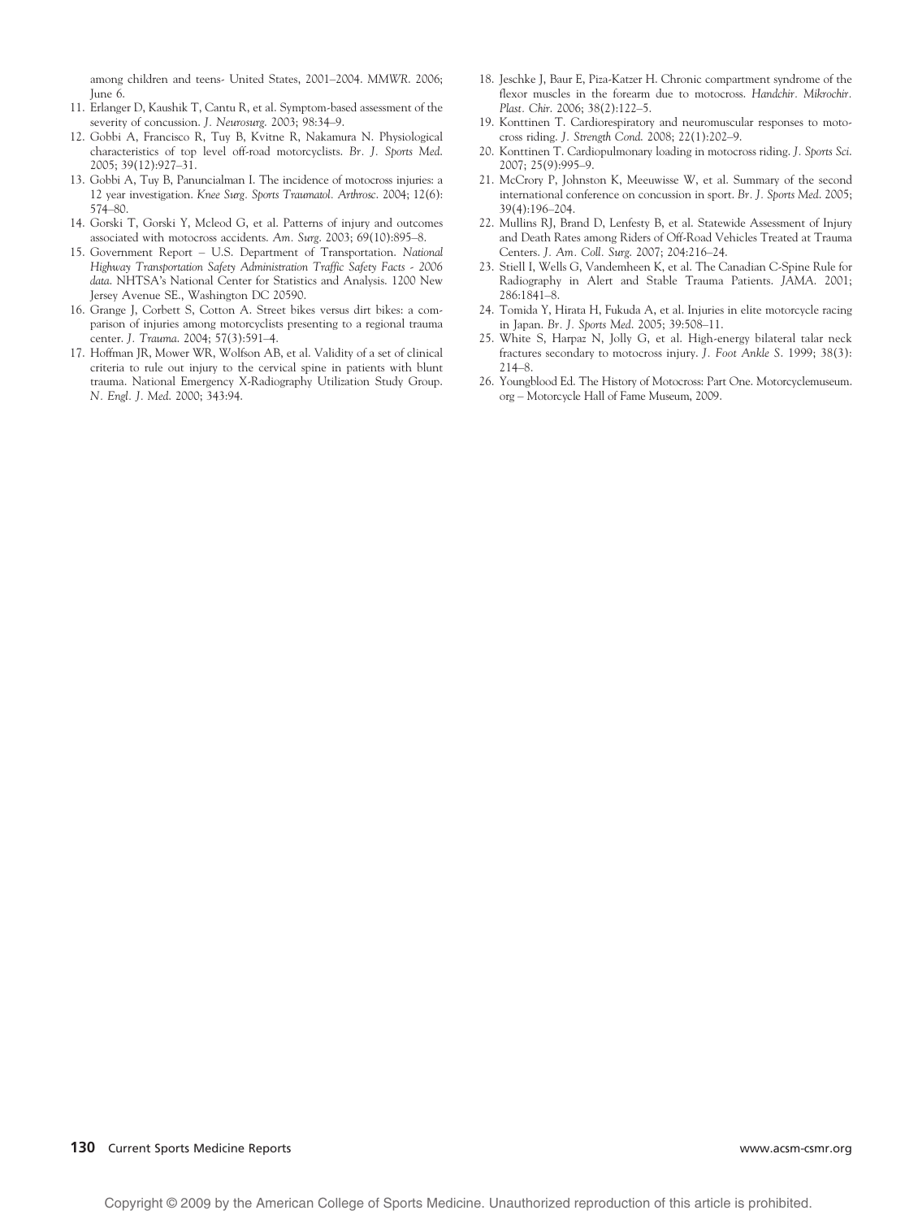among children and teens- United States, 2001–2004. *MMWR*. 2006; June 6.

11. Erlanger D, Kaushik T, Cantu R, et al. Symptom-based assessment of the severity of concussion. *J. Neurosurg.* 2003; 98:34–9.
12. Gobbi A, Francisco R, Tuy B, Kvitne R, Nakamura N. Physiological characteristics of top level off-road motorcyclists. *Br. J. Sports Med.* 2005; 39(12):927–31.
13. Gobbi A, Tuy B, Panuncialman I. The incidence of motocross injuries: a 12 year investigation. *Knee Surg. Sports Traumatol. Arthrosc.* 2004; 12(6): 574–80.
14. Gorski T, Gorski Y, Mcleod G, et al. Patterns of injury and outcomes associated with motocross accidents. *Am. Surg.* 2003; 69(10):895–8.
15. Government Report – U.S. Department of Transportation. *National Highway Transportation Safety Administration Traffic Safety Facts - 2006 data.* NHTSA's National Center for Statistics and Analysis. 1200 New Jersey Avenue SE., Washington DC 20590.
16. Grange J, Corbett S, Cotton A. Street bikes versus dirt bikes: a comparison of injuries among motorcyclists presenting to a regional trauma center. *J. Trauma.* 2004; 57(3):591–4.
17. Hoffman JR, Mower WR, Wolfson AB, et al. Validity of a set of clinical criteria to rule out injury to the cervical spine in patients with blunt trauma. National Emergency X-Radiography Utilization Study Group. *N. Engl. J. Med.* 2000; 343:94.
18. Jeschke J, Baur E, Piza-Katzer H. Chronic compartment syndrome of the flexor muscles in the forearm due to motocross. *Handchir. Mikrochir. Plast. Chir.* 2006; 38(2):122–5.
19. Konttinen T. Cardiorespiratory and neuromuscular responses to motocross riding. *J. Strength Cond.* 2008; 22(1):202–9.
20. Konttinen T. Cardiopulmonary loading in motocross riding. *J. Sports Sci.* 2007; 25(9):995–9.
21. McCrory P, Johnston K, Meeuwisse W, et al. Summary of the second international conference on concussion in sport. *Br. J. Sports Med.* 2005; 39(4):196–204.
22. Mullins RJ, Brand D, Lenfesty B, et al. Statewide Assessment of Injury and Death Rates among Riders of Off-Road Vehicles Treated at Trauma Centers. *J. Am. Coll. Surg.* 2007; 204:216–24.
23. Stiell I, Wells G, Vandemheen K, et al. The Canadian C-Spine Rule for Radiography in Alert and Stable Trauma Patients. *JAMA.* 2001; 286:1841–8.
24. Tomida Y, Hirata H, Fukuda A, et al. Injuries in elite motorcycle racing in Japan. *Br. J. Sports Med.* 2005; 39:508–11.
25. White S, Harpaz N, Jolly G, et al. High-energy bilateral talar neck fractures secondary to motocross injury. *J. Foot Ankle S.* 1999; 38(3): 214–8.
26. Youngblood Ed. The History of Motocross: Part One. Motorcyclemuseum.org – Motorcycle Hall of Fame Museum, 2009.

Copyright © 2009 by the American College of Sports Medicine. Unauthorized reproduction of this article is prohibited.